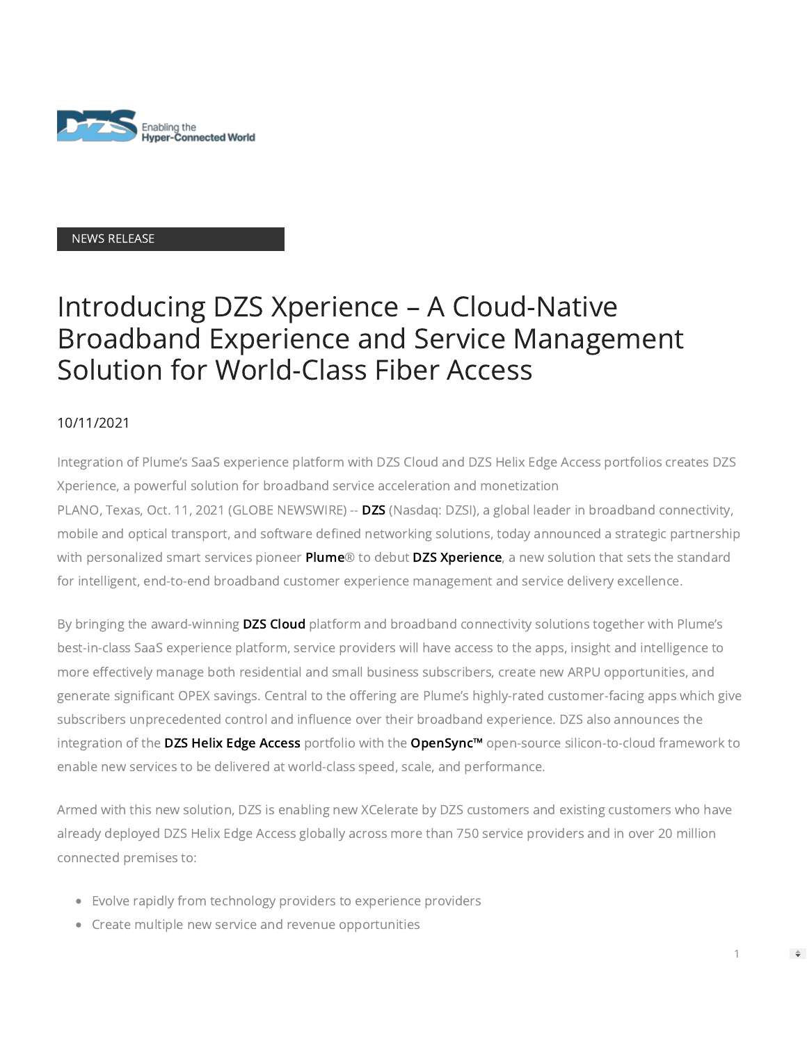NEWS RELEASE

# Introducing DZS Xperience – A Cloud-Native Broadband Experience and Service Management Solution for World-Class Fiber Access

10/11/2021

Integration of Plume's SaaS experience platform with DZS Cloud and DZS Helix Edge Access portfolios creates DZS Xperience, a powerful solution for broadband service acceleration and monetization

PLANO, Texas, Oct. 11, 2021 (GLOBE NEWSWIRE) -- **DZS** (Nasdaq: DZSI), a global leader in broadband connectivity, mobile and optical transport, and software defined networking solutions, today announced a strategic partnership with personalized smart services pioneer **Plume**® to debut **DZS Xperience**, a new solution that sets the standard for intelligent, end-to-end broadband customer experience management and service delivery excellence.

By bringing the award-winning **DZS Cloud** platform and broadband connectivity solutions together with Plume's best-in-class SaaS experience platform, service providers will have access to the apps, insight and intelligence to more effectively manage both residential and small business subscribers, create new ARPU opportunities, and generate significant OPEX savings. Central to the offering are Plume's highly-rated customer-facing apps which give subscribers unprecedented control and influence over their broadband experience. DZS also announces the integration of the **DZS Helix Edge Access** portfolio with the **OpenSync™** open-source silicon-to-cloud framework to enable new services to be delivered at world-class speed, scale, and performance.

Armed with this new solution, DZS is enabling new XCelerate by DZS customers and existing customers who have already deployed DZS Helix Edge Access globally across more than 750 service providers and in over 20 million connected premises to:

- Evolve rapidly from technology providers to experience providers
- Create multiple new service and revenue opportunities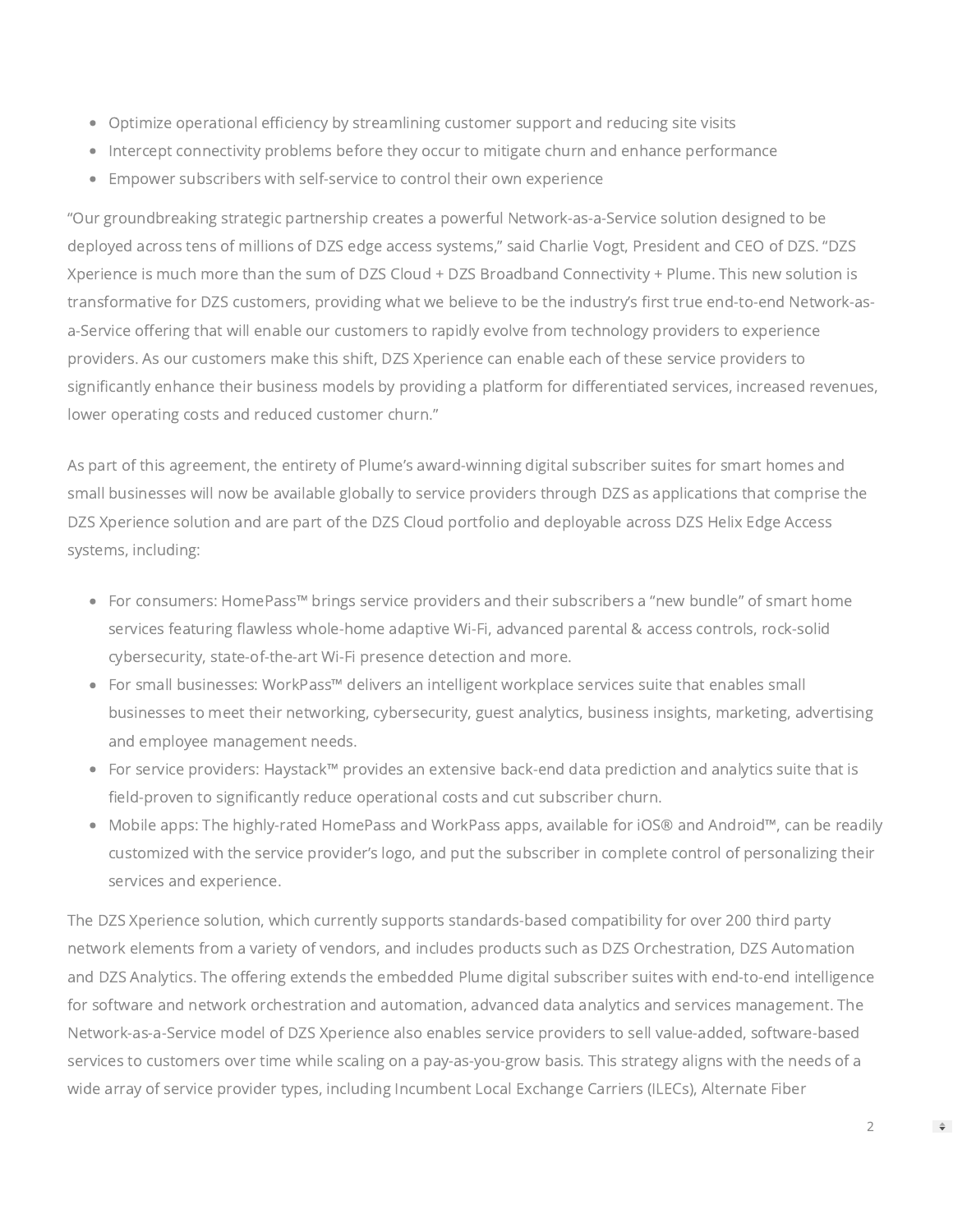- Optimize operational efficiency by streamlining customer support and reducing site visits
- Intercept connectivity problems before they occur to mitigate churn and enhance performance
- Empower subscribers with self-service to control their own experience

"Our groundbreaking strategic partnership creates a powerful Network-as-a-Service solution designed to be deployed across tens of millions of DZS edge access systems," said Charlie Vogt, President and CEO of DZS. "DZS Xperience is much more than the sum of DZS Cloud + DZS Broadband Connectivity + Plume. This new solution is transformative for DZS customers, providing what we believe to be the industry's first true end-to-end Network-as-a-Service offering that will enable our customers to rapidly evolve from technology providers to experience providers. As our customers make this shift, DZS Xperience can enable each of these service providers to significantly enhance their business models by providing a platform for differentiated services, increased revenues, lower operating costs and reduced customer churn."

As part of this agreement, the entirety of Plume's award-winning digital subscriber suites for smart homes and small businesses will now be available globally to service providers through DZS as applications that comprise the DZS Xperience solution and are part of the DZS Cloud portfolio and deployable across DZS Helix Edge Access systems, including:

- For consumers: HomePass™ brings service providers and their subscribers a "new bundle" of smart home services featuring flawless whole-home adaptive Wi-Fi, advanced parental & access controls, rock-solid cybersecurity, state-of-the-art Wi-Fi presence detection and more.
- For small businesses: WorkPass™ delivers an intelligent workplace services suite that enables small businesses to meet their networking, cybersecurity, guest analytics, business insights, marketing, advertising and employee management needs.
- For service providers: Haystack™ provides an extensive back-end data prediction and analytics suite that is field-proven to significantly reduce operational costs and cut subscriber churn.
- Mobile apps: The highly-rated HomePass and WorkPass apps, available for iOS® and Android™, can be readily customized with the service provider's logo, and put the subscriber in complete control of personalizing their services and experience.

The DZS Xperience solution, which currently supports standards-based compatibility for over 200 third party network elements from a variety of vendors, and includes products such as DZS Orchestration, DZS Automation and DZS Analytics. The offering extends the embedded Plume digital subscriber suites with end-to-end intelligence for software and network orchestration and automation, advanced data analytics and services management. The Network-as-a-Service model of DZS Xperience also enables service providers to sell value-added, software-based services to customers over time while scaling on a pay-as-you-grow basis. This strategy aligns with the needs of a wide array of service provider types, including Incumbent Local Exchange Carriers (ILECs), Alternate Fiber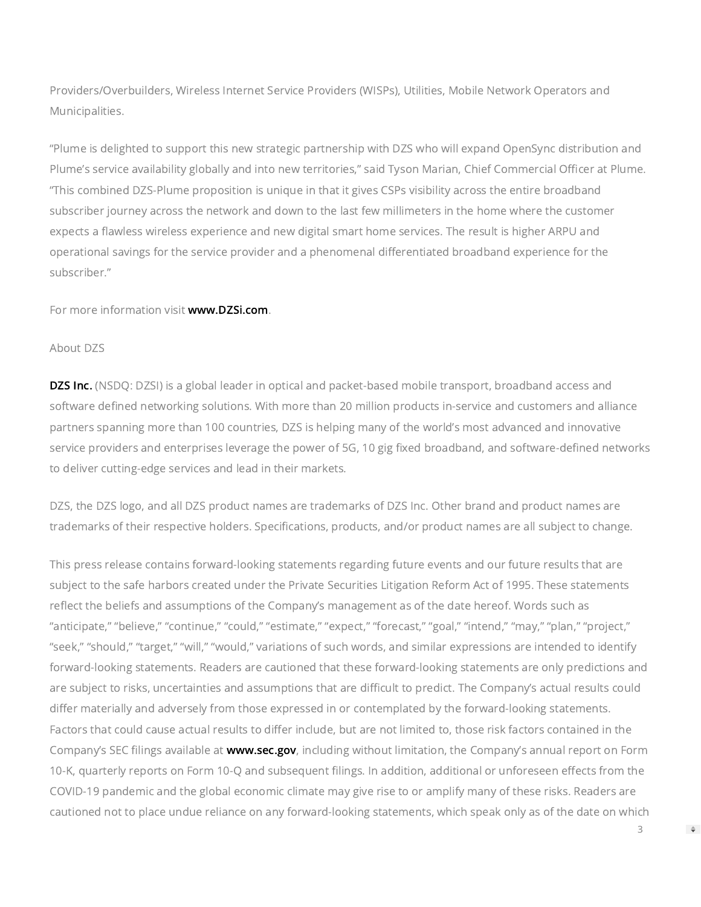Providers/Overbuilders, Wireless Internet Service Providers (WISPs), Utilities, Mobile Network Operators and Municipalities.

"Plume is delighted to support this new strategic partnership with DZS who will expand OpenSync distribution and Plume's service availability globally and into new territories," said Tyson Marian, Chief Commercial Officer at Plume. "This combined DZS-Plume proposition is unique in that it gives CSPs visibility across the entire broadband subscriber journey across the network and down to the last few millimeters in the home where the customer expects a flawless wireless experience and new digital smart home services. The result is higher ARPU and operational savings for the service provider and a phenomenal differentiated broadband experience for the subscriber."

For more information visit **www.DZSi.com**.

About DZS

**DZS Inc.** (NSDQ: DZSI) is a global leader in optical and packet-based mobile transport, broadband access and software defined networking solutions. With more than 20 million products in-service and customers and alliance partners spanning more than 100 countries, DZS is helping many of the world's most advanced and innovative service providers and enterprises leverage the power of 5G, 10 gig fixed broadband, and software-defined networks to deliver cutting-edge services and lead in their markets.

DZS, the DZS logo, and all DZS product names are trademarks of DZS Inc. Other brand and product names are trademarks of their respective holders. Specifications, products, and/or product names are all subject to change.

This press release contains forward-looking statements regarding future events and our future results that are subject to the safe harbors created under the Private Securities Litigation Reform Act of 1995. These statements reflect the beliefs and assumptions of the Company's management as of the date hereof. Words such as "anticipate," "believe," "continue," "could," "estimate," "expect," "forecast," "goal," "intend," "may," "plan," "project," "seek," "should," "target," "will," "would," variations of such words, and similar expressions are intended to identify forward-looking statements. Readers are cautioned that these forward-looking statements are only predictions and are subject to risks, uncertainties and assumptions that are difficult to predict. The Company's actual results could differ materially and adversely from those expressed in or contemplated by the forward-looking statements. Factors that could cause actual results to differ include, but are not limited to, those risk factors contained in the Company's SEC filings available at **www.sec.gov**, including without limitation, the Company's annual report on Form 10-K, quarterly reports on Form 10-Q and subsequent filings. In addition, additional or unforeseen effects from the COVID-19 pandemic and the global economic climate may give rise to or amplify many of these risks. Readers are cautioned not to place undue reliance on any forward-looking statements, which speak only as of the date on which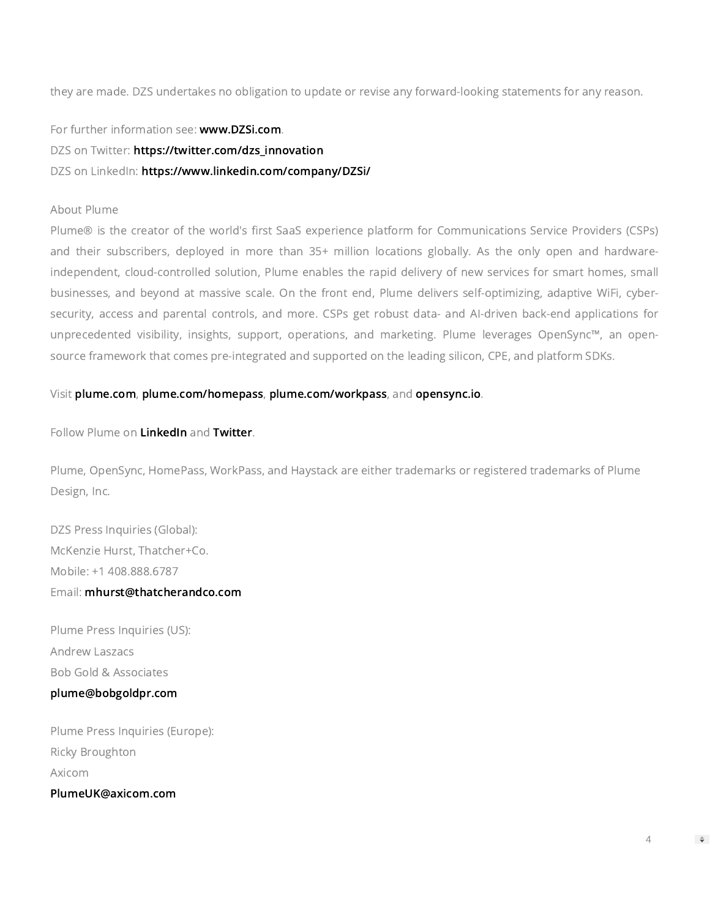they are made. DZS undertakes no obligation to update or revise any forward-looking statements for any reason.

For further information see: **www.DZSi.com**.
DZS on Twitter: **https://twitter.com/dzs_innovation**
DZS on LinkedIn: **https://www.linkedin.com/company/DZSi/**

About Plume
Plume® is the creator of the world's first SaaS experience platform for Communications Service Providers (CSPs) and their subscribers, deployed in more than 35+ million locations globally. As the only open and hardware-independent, cloud-controlled solution, Plume enables the rapid delivery of new services for smart homes, small businesses, and beyond at massive scale. On the front end, Plume delivers self-optimizing, adaptive WiFi, cyber-security, access and parental controls, and more. CSPs get robust data- and AI-driven back-end applications for unprecedented visibility, insights, support, operations, and marketing. Plume leverages OpenSync™, an open-source framework that comes pre-integrated and supported on the leading silicon, CPE, and platform SDKs.

Visit **plume.com**, **plume.com/homepass**, **plume.com/workpass**, and **opensync.io**.

Follow Plume on **LinkedIn** and **Twitter**.

Plume, OpenSync, HomePass, WorkPass, and Haystack are either trademarks or registered trademarks of Plume Design, Inc.

DZS Press Inquiries (Global):
McKenzie Hurst, Thatcher+Co.
Mobile: +1 408.888.6787
Email: **mhurst@thatcherandco.com**

Plume Press Inquiries (US):
Andrew Laszacs
Bob Gold & Associates
**plume@bobgoldpr.com**

Plume Press Inquiries (Europe):
Ricky Broughton
Axicom
**PlumeUK@axicom.com**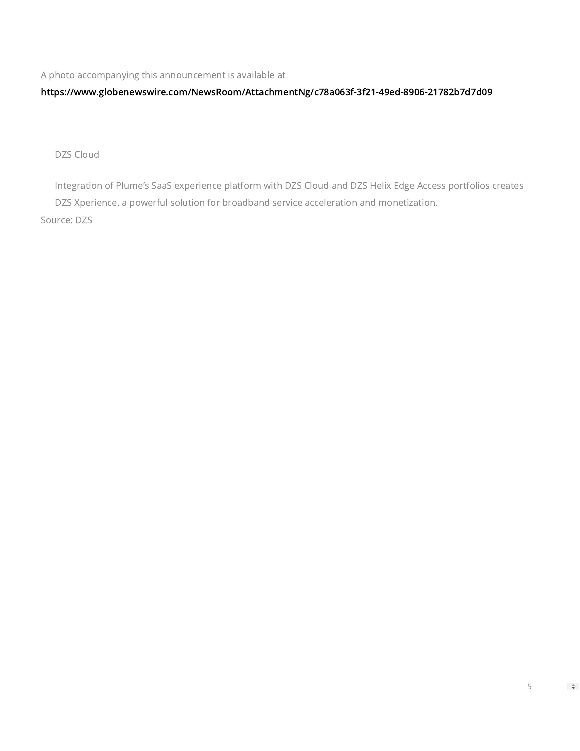A photo accompanying this announcement is available at

**https://www.globenewswire.com/NewsRoom/AttachmentNg/c78a063f-3f21-49ed-8906-21782b7d7d09**

DZS Cloud

Integration of Plume's SaaS experience platform with DZS Cloud and DZS Helix Edge Access portfolios creates DZS Xperience, a powerful solution for broadband service acceleration and monetization.

Source: DZS